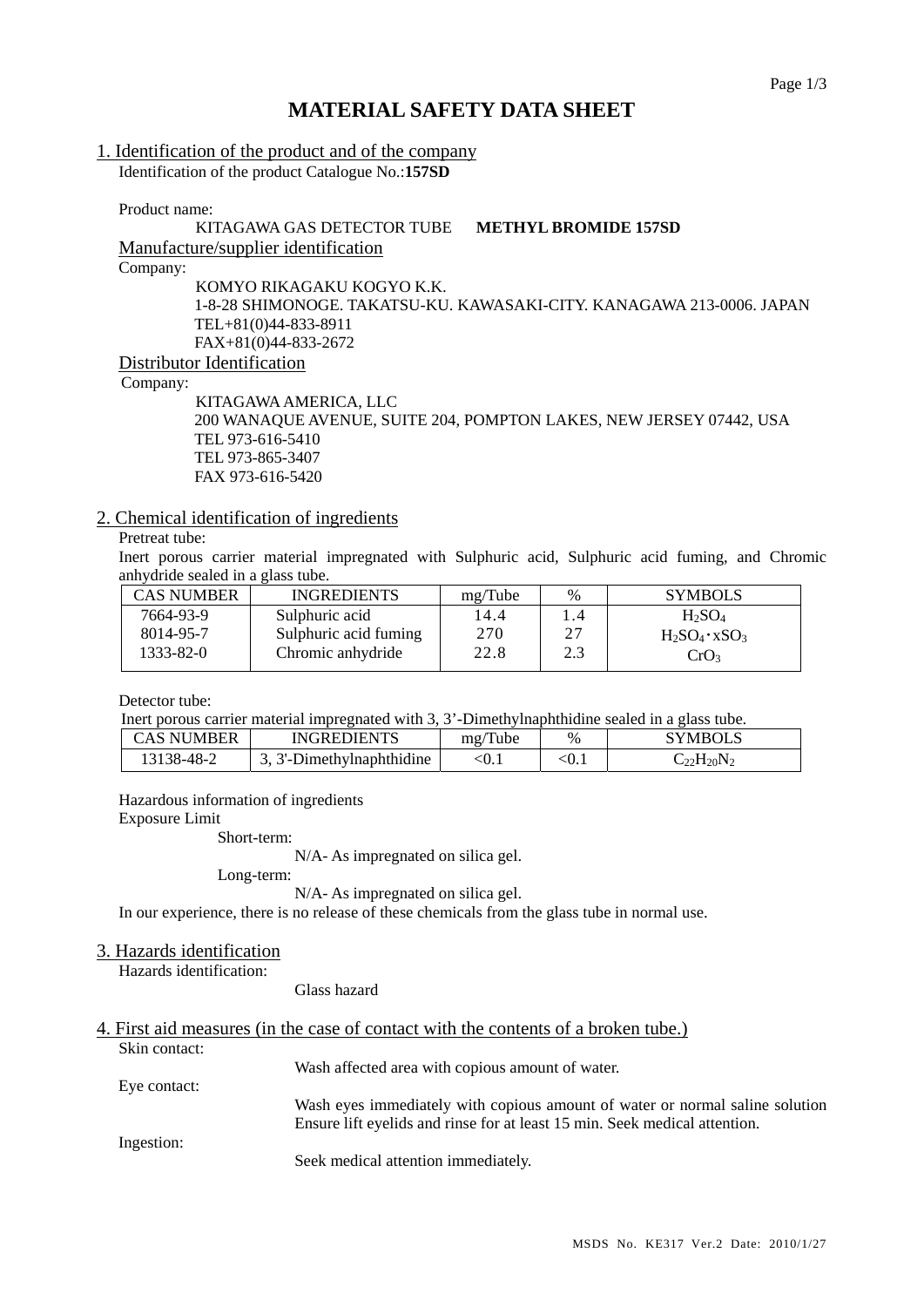# MATERIAL SAFETY DATA SHEET

## 1. Identification of the product and of the company

Identification of the product Catalogue No.:**157SD**

Product name:

KITAGAWA GAS DETECTOR TUBE **METHYL BROMIDE 157SD**

### Manufacture/supplier identification

Company:

KOMYO RIKAGAKU KOGYO K.K.
1-8-28 SHIMONOGE. TAKATSU-KU. KAWASAKI-CITY. KANAGAWA 213-0006. JAPAN
TEL+81(0)44-833-8911
FAX+81(0)44-833-2672

### Distributor Identification

Company:

KITAGAWA AMERICA, LLC
200 WANAQUE AVENUE, SUITE 204, POMPTON LAKES, NEW JERSEY 07442, USA
TEL 973-616-5410
TEL 973-865-3407
FAX 973-616-5420

## 2. Chemical identification of ingredients

Pretreat tube:

Inert porous carrier material impregnated with Sulphuric acid, Sulphuric acid fuming, and Chromic anhydride sealed in a glass tube.

| CAS NUMBER | INGREDIENTS | mg/Tube | % | SYMBOLS |
|---|---|---|---|---|
| 7664-93-9 | Sulphuric acid | 14.4 | 1.4 | $H_2SO_4$ |
| 8014-95-7 | Sulphuric acid fuming | 270 | 27 | $H_2SO_4 \cdot xSO_3$ |
| 1333-82-0 | Chromic anhydride | 22.8 | 2.3 | $CrO_3$ |

Detector tube:

Inert porous carrier material impregnated with 3, 3'-Dimethylnaphthidine sealed in a glass tube.

| CAS NUMBER | INGREDIENTS | mg/Tube | % | SYMBOLS |
|---|---|---|---|---|
| 13138-48-2 | 3, 3'-Dimethylnaphthidine | <0.1 | <0.1 | $C_{22}H_{20}N_2$ |

Hazardous information of ingredients

Exposure Limit

Short-term:

N/A- As impregnated on silica gel.

Long-term:

N/A- As impregnated on silica gel.

In our experience, there is no release of these chemicals from the glass tube in normal use.

## 3. Hazards identification

Hazards identification:

Glass hazard

## 4. First aid measures (in the case of contact with the contents of a broken tube.)

Skin contact:

Wash affected area with copious amount of water.

Eye contact:

Wash eyes immediately with copious amount of water or normal saline solution Ensure lift eyelids and rinse for at least 15 min. Seek medical attention.

Ingestion:

Seek medical attention immediately.

MSDS No. KE317 Ver.2 Date: 2010/1/27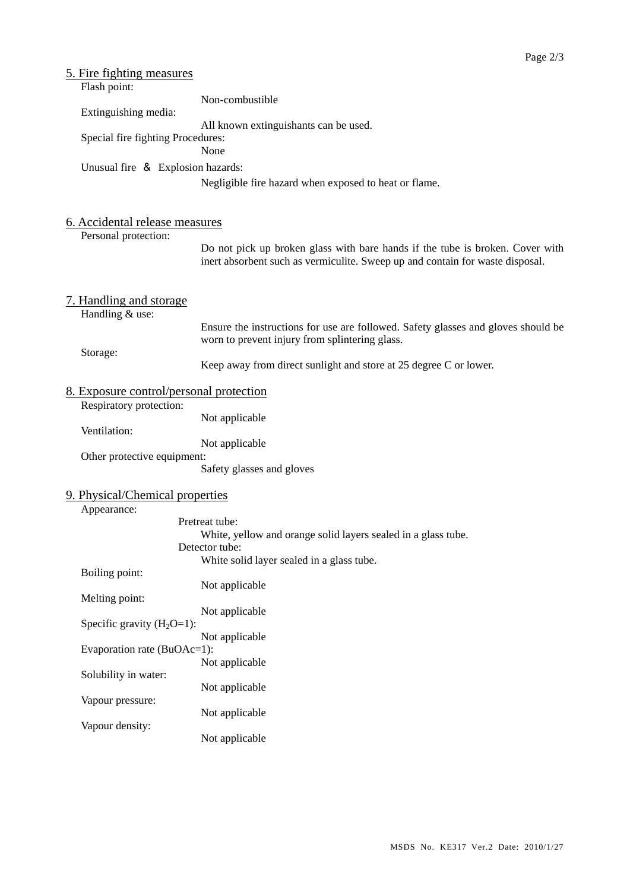## 5. Fire fighting measures

Flash point:
Non-combustible

Extinguishing media:
All known extinguishants can be used.

Special fire fighting Procedures:
None

Unusual fire ＆ Explosion hazards:
Negligible fire hazard when exposed to heat or flame.

## 6. Accidental release measures

Personal protection:
Do not pick up broken glass with bare hands if the tube is broken. Cover with inert absorbent such as vermiculite. Sweep up and contain for waste disposal.

## 7. Handling and storage

Handling & use:
Ensure the instructions for use are followed. Safety glasses and gloves should be worn to prevent injury from splintering glass.

Storage:
Keep away from direct sunlight and store at 25 degree C or lower.

## 8. Exposure control/personal protection

Respiratory protection:
Not applicable

Ventilation:
Not applicable

Other protective equipment:
Safety glasses and gloves

## 9. Physical/Chemical properties

Appearance:

Pretreat tube:
White, yellow and orange solid layers sealed in a glass tube.

Detector tube:
White solid layer sealed in a glass tube.

Boiling point:
Not applicable

Melting point:
Not applicable

Specific gravity ($H_2O$=1):
Not applicable

Evaporation rate (BuOAc=1):
Not applicable

Solubility in water:
Not applicable

Vapour pressure:
Not applicable

Vapour density:
Not applicable

MSDS No. KE317 Ver.2 Date: 2010/1/27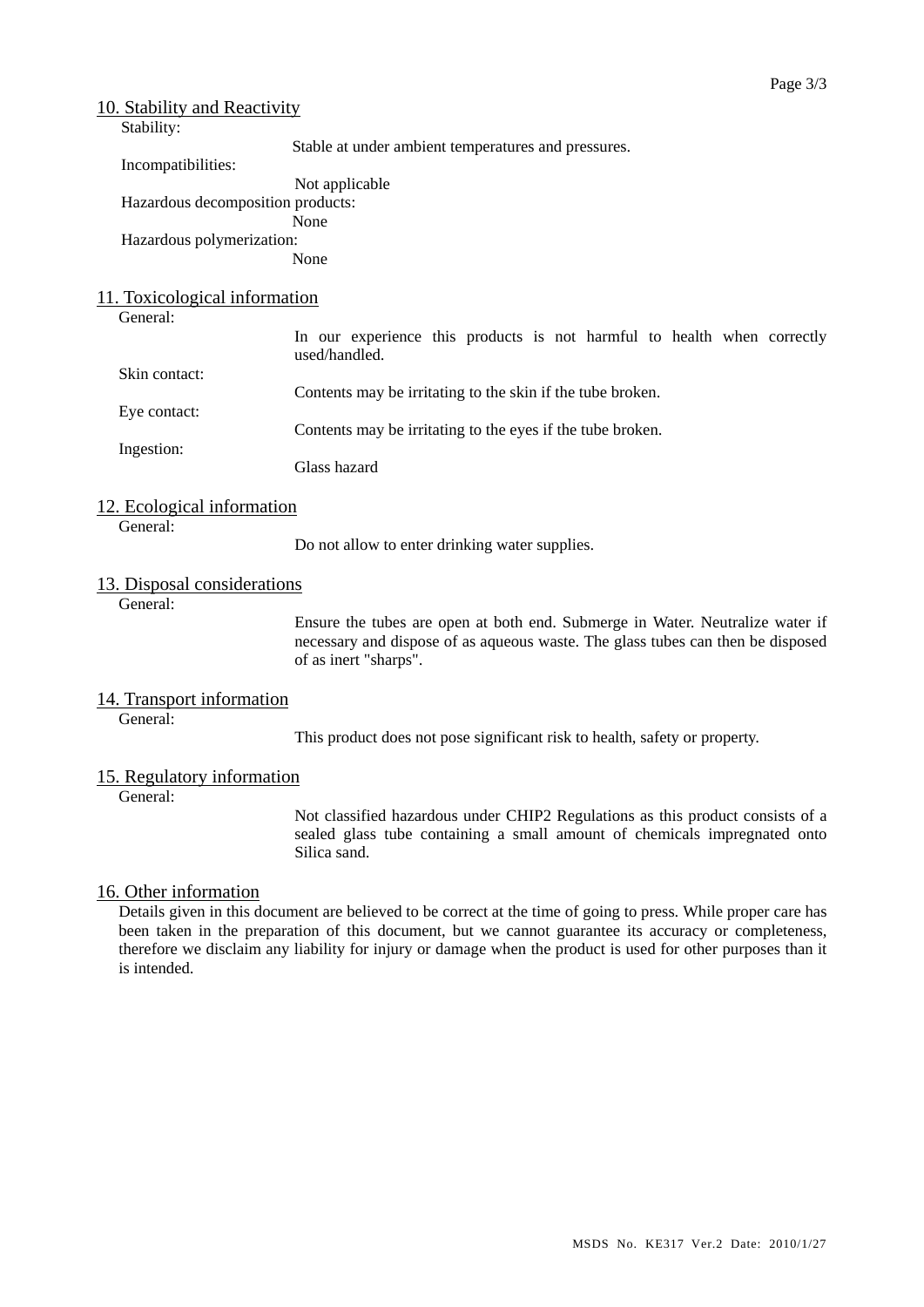## 10. Stability and Reactivity

Stability:

Stable at under ambient temperatures and pressures.

Incompatibilities:

Not applicable

Hazardous decomposition products:

None

Hazardous polymerization:

None

## 11. Toxicological information

General:

In our experience this products is not harmful to health when correctly used/handled.

Skin contact:

Contents may be irritating to the skin if the tube broken.

Eye contact:

Contents may be irritating to the eyes if the tube broken.

Ingestion:

Glass hazard

## 12. Ecological information

General:

Do not allow to enter drinking water supplies.

## 13. Disposal considerations

General:

Ensure the tubes are open at both end. Submerge in Water. Neutralize water if necessary and dispose of as aqueous waste. The glass tubes can then be disposed of as inert "sharps".

## 14. Transport information

General:

This product does not pose significant risk to health, safety or property.

## 15. Regulatory information

General:

Not classified hazardous under CHIP2 Regulations as this product consists of a sealed glass tube containing a small amount of chemicals impregnated onto Silica sand.

## 16. Other information

Details given in this document are believed to be correct at the time of going to press. While proper care has been taken in the preparation of this document, but we cannot guarantee its accuracy or completeness, therefore we disclaim any liability for injury or damage when the product is used for other purposes than it is intended.

MSDS No. KE317 Ver.2 Date: 2010/1/27